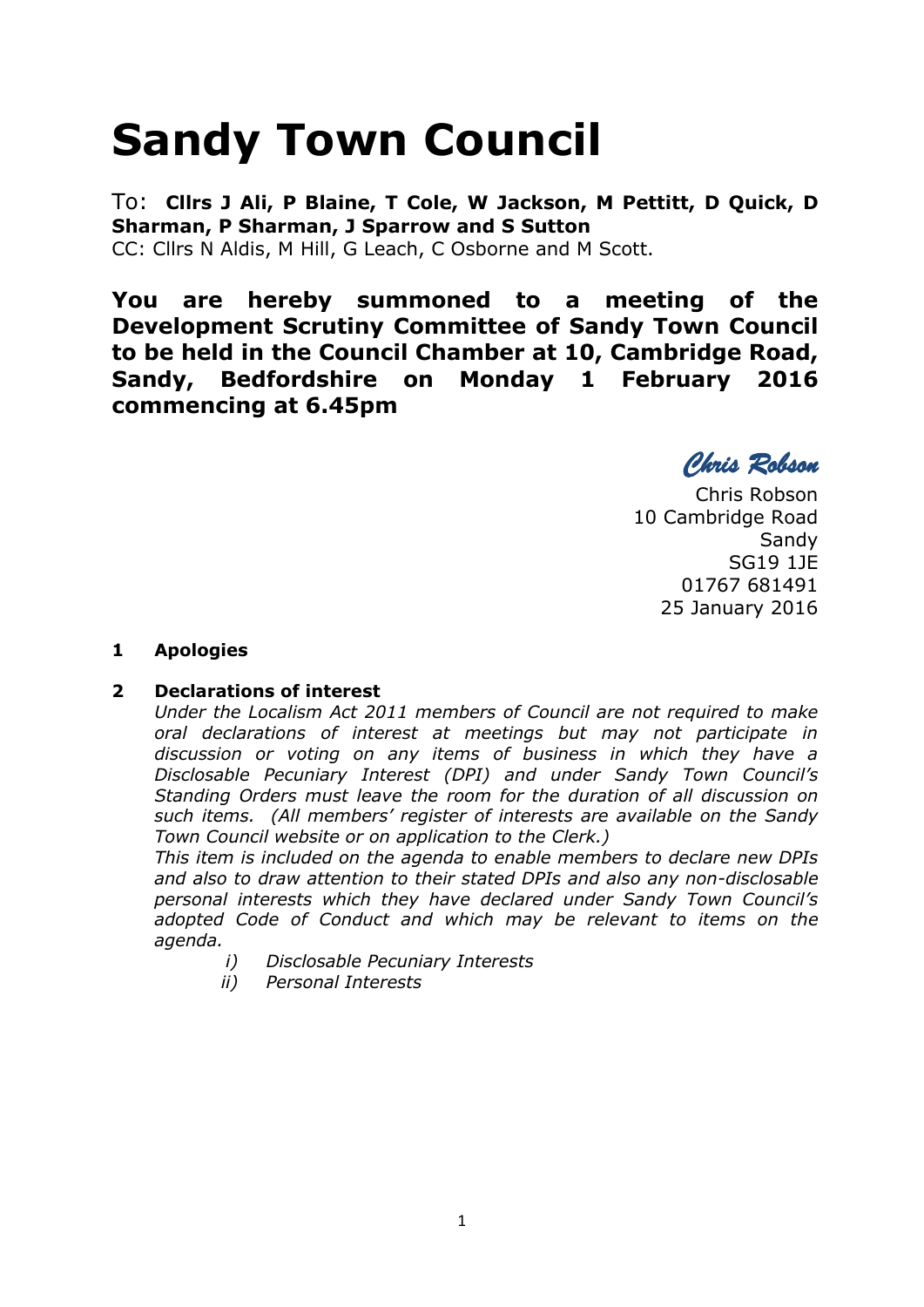# Sandy Town Council

To: **Cllrs J Ali, P Blaine, T Cole, W Jackson, M Pettitt, D Quick, D Sharman, P Sharman, J Sparrow and S Sutton**
CC: Cllrs N Aldis, M Hill, G Leach, C Osborne and M Scott.

**You are hereby summoned to a meeting of the Development Scrutiny Committee of Sandy Town Council to be held in the Council Chamber at 10, Cambridge Road, Sandy, Bedfordshire on Monday 1 February 2016 commencing at 6.45pm**

*Chris Robson*

Chris Robson
10 Cambridge Road
Sandy
SG19 1JE
01767 681491
25 January 2016

**1 Apologies**

**2 Declarations of interest**

*Under the Localism Act 2011 members of Council are not required to make oral declarations of interest at meetings but may not participate in discussion or voting on any items of business in which they have a Disclosable Pecuniary Interest (DPI) and under Sandy Town Council's Standing Orders must leave the room for the duration of all discussion on such items. (All members' register of interests are available on the Sandy Town Council website or on application to the Clerk.)*

*This item is included on the agenda to enable members to declare new DPIs and also to draw attention to their stated DPIs and also any non-disclosable personal interests which they have declared under Sandy Town Council's adopted Code of Conduct and which may be relevant to items on the agenda.*

*i) Disclosable Pecuniary Interests*
*ii) Personal Interests*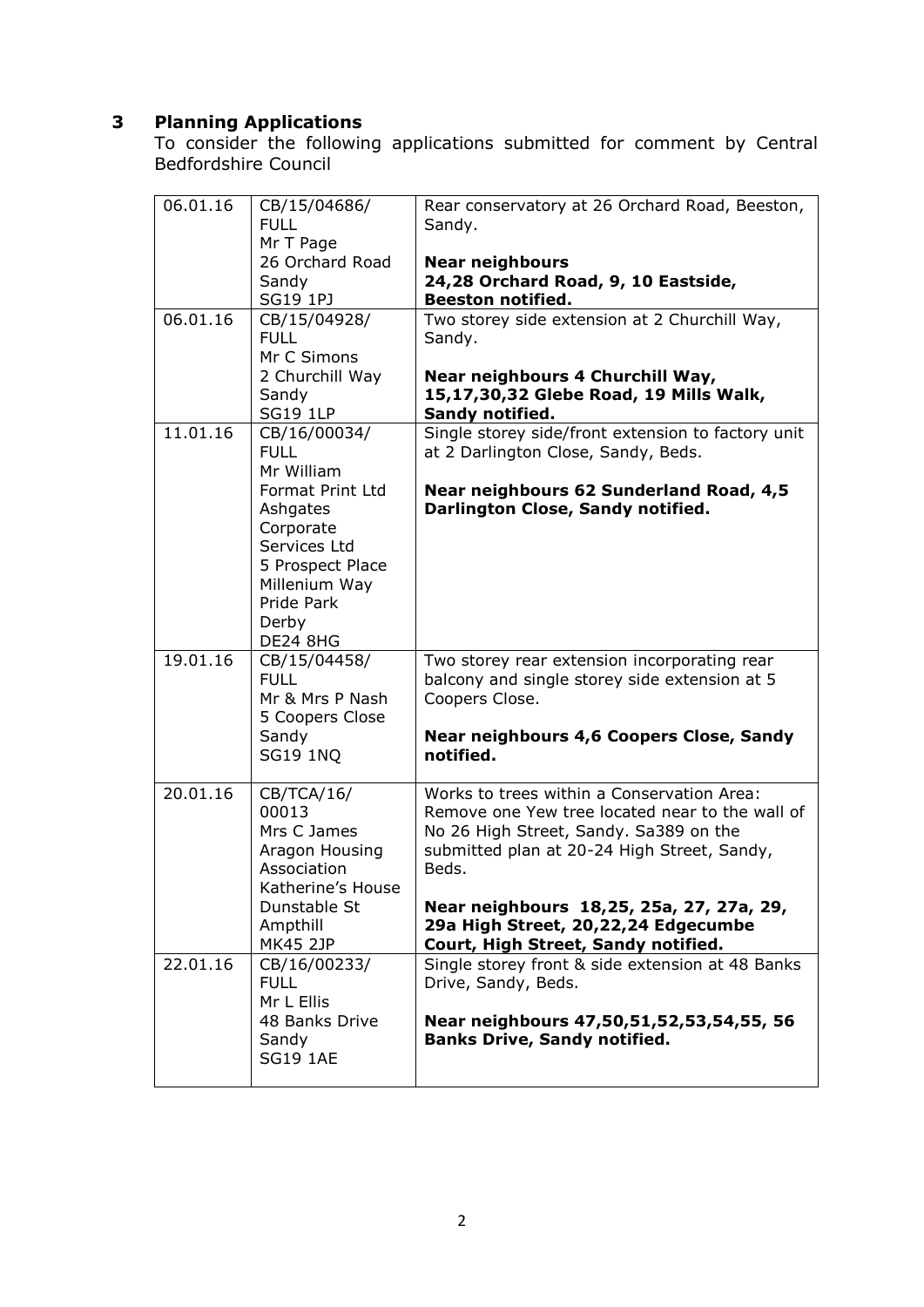## 3 Planning Applications

To consider the following applications submitted for comment by Central Bedfordshire Council

| | | |
|---|---|---|
| 06.01.16 | CB/15/04686/ FULL<br>Mr T Page<br>26 Orchard Road<br>Sandy<br>SG19 1PJ | Rear conservatory at 26 Orchard Road, Beeston, Sandy.<br><br>**Near neighbours 24,28 Orchard Road, 9, 10 Eastside, Beeston notified.** |
| 06.01.16 | CB/15/04928/ FULL<br>Mr C Simons<br>2 Churchill Way<br>Sandy<br>SG19 1LP | Two storey side extension at 2 Churchill Way, Sandy.<br><br>**Near neighbours 4 Churchill Way, 15,17,30,32 Glebe Road, 19 Mills Walk, Sandy notified.** |
| 11.01.16 | CB/16/00034/ FULL<br>Mr William<br>Format Print Ltd<br>Ashgates Corporate Services Ltd<br>5 Prospect Place<br>Millenium Way<br>Pride Park<br>Derby<br>DE24 8HG | Single storey side/front extension to factory unit at 2 Darlington Close, Sandy, Beds.<br><br>**Near neighbours 62 Sunderland Road, 4,5 Darlington Close, Sandy notified.** |
| 19.01.16 | CB/15/04458/ FULL<br>Mr & Mrs P Nash<br>5 Coopers Close<br>Sandy<br>SG19 1NQ | Two storey rear extension incorporating rear balcony and single storey side extension at 5 Coopers Close.<br><br>**Near neighbours 4,6 Coopers Close, Sandy notified.** |
| 20.01.16 | CB/TCA/16/ 00013<br>Mrs C James<br>Aragon Housing Association<br>Katherine's House<br>Dunstable St<br>Ampthill<br>MK45 2JP | Works to trees within a Conservation Area: Remove one Yew tree located near to the wall of No 26 High Street, Sandy. Sa389 on the submitted plan at 20-24 High Street, Sandy, Beds.<br><br>**Near neighbours 18,25, 25a, 27, 27a, 29, 29a High Street, 20,22,24 Edgecumbe Court, High Street, Sandy notified.** |
| 22.01.16 | CB/16/00233/ FULL<br>Mr L Ellis<br>48 Banks Drive<br>Sandy<br>SG19 1AE | Single storey front & side extension at 48 Banks Drive, Sandy, Beds.<br><br>**Near neighbours 47,50,51,52,53,54,55, 56 Banks Drive, Sandy notified.** |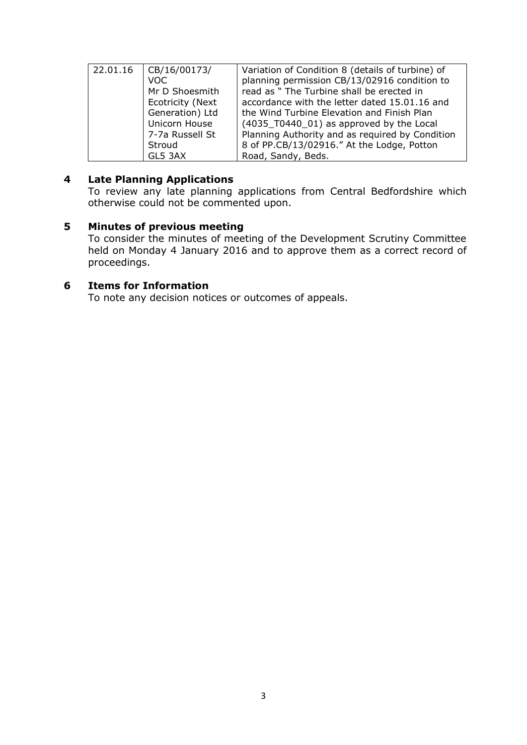| | | |
|---|---|---|
| 22.01.16 | CB/16/00173/ VOC Mr D Shoesmith Ecotricity (Next Generation) Ltd Unicorn House 7-7a Russell St Stroud GL5 3AX | Variation of Condition 8 (details of turbine) of planning permission CB/13/02916 condition to read as " The Turbine shall be erected in accordance with the letter dated 15.01.16 and the Wind Turbine Elevation and Finish Plan (4035_T0440_01) as approved by the Local Planning Authority and as required by Condition 8 of PP.CB/13/02916." At the Lodge, Potton Road, Sandy, Beds. |

## 4 Late Planning Applications

To review any late planning applications from Central Bedfordshire which otherwise could not be commented upon.

## 5 Minutes of previous meeting

To consider the minutes of meeting of the Development Scrutiny Committee held on Monday 4 January 2016 and to approve them as a correct record of proceedings.

## 6 Items for Information

To note any decision notices or outcomes of appeals.